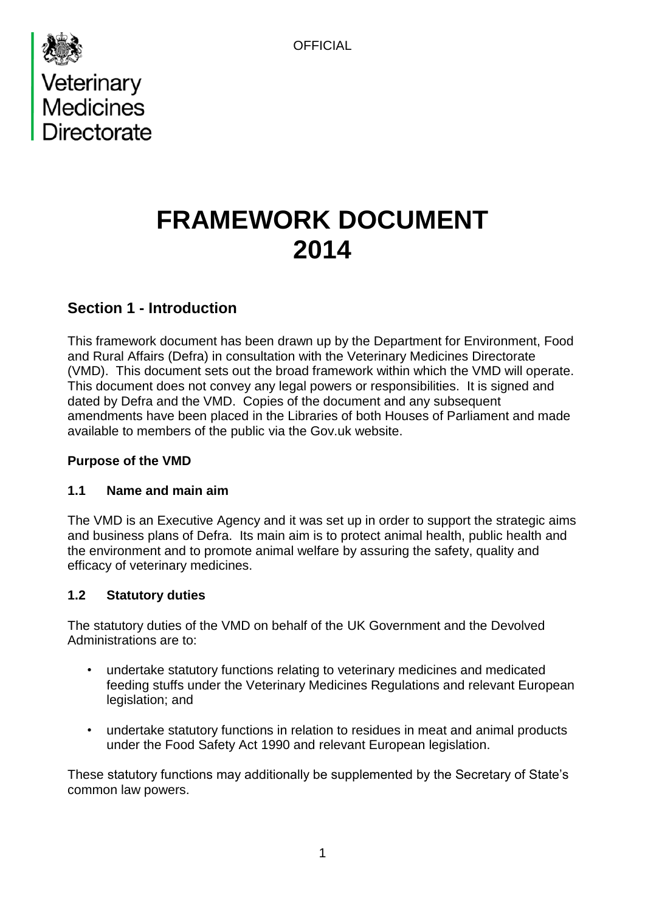OFFICIAL

Veterinary Medicines Directorate

# FRAMEWORK DOCUMENT 2014

## Section 1 - Introduction

This framework document has been drawn up by the Department for Environment, Food and Rural Affairs (Defra) in consultation with the Veterinary Medicines Directorate (VMD). This document sets out the broad framework within which the VMD will operate. This document does not convey any legal powers or responsibilities. It is signed and dated by Defra and the VMD. Copies of the document and any subsequent amendments have been placed in the Libraries of both Houses of Parliament and made available to members of the public via the Gov.uk website.

**Purpose of the VMD**

### 1.1 Name and main aim

The VMD is an Executive Agency and it was set up in order to support the strategic aims and business plans of Defra. Its main aim is to protect animal health, public health and the environment and to promote animal welfare by assuring the safety, quality and efficacy of veterinary medicines.

### 1.2 Statutory duties

The statutory duties of the VMD on behalf of the UK Government and the Devolved Administrations are to:

- undertake statutory functions relating to veterinary medicines and medicated feeding stuffs under the Veterinary Medicines Regulations and relevant European legislation; and
- undertake statutory functions in relation to residues in meat and animal products under the Food Safety Act 1990 and relevant European legislation.

These statutory functions may additionally be supplemented by the Secretary of State's common law powers.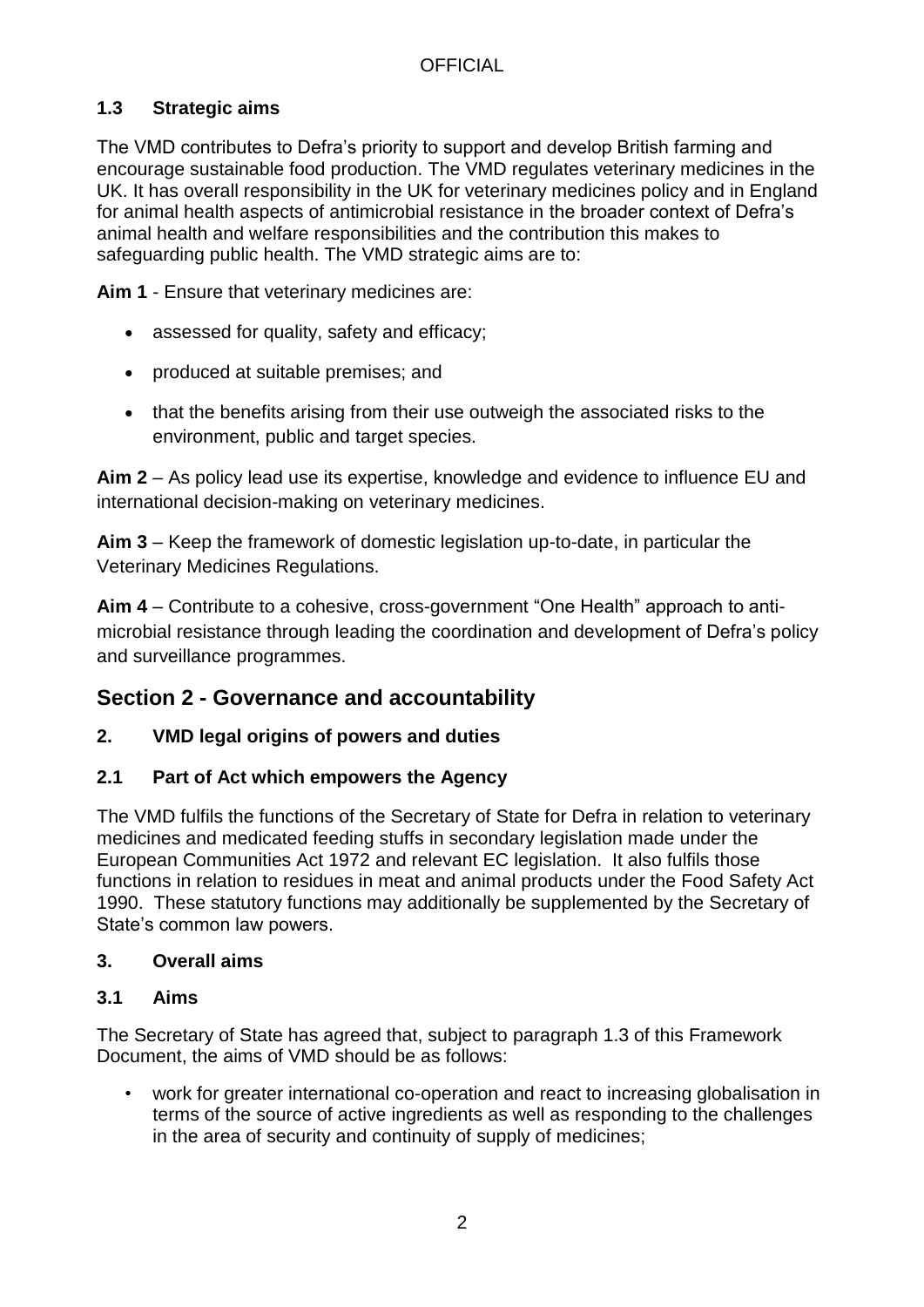### 1.3 Strategic aims

The VMD contributes to Defra's priority to support and develop British farming and encourage sustainable food production. The VMD regulates veterinary medicines in the UK. It has overall responsibility in the UK for veterinary medicines policy and in England for animal health aspects of antimicrobial resistance in the broader context of Defra's animal health and welfare responsibilities and the contribution this makes to safeguarding public health. The VMD strategic aims are to:

**Aim 1** - Ensure that veterinary medicines are:

- assessed for quality, safety and efficacy;
- produced at suitable premises; and
- that the benefits arising from their use outweigh the associated risks to the environment, public and target species.

**Aim 2** – As policy lead use its expertise, knowledge and evidence to influence EU and international decision-making on veterinary medicines.

**Aim 3** – Keep the framework of domestic legislation up-to-date, in particular the Veterinary Medicines Regulations.

**Aim 4** – Contribute to a cohesive, cross-government "One Health" approach to anti-microbial resistance through leading the coordination and development of Defra's policy and surveillance programmes.

## Section 2 - Governance and accountability

### 2. VMD legal origins of powers and duties

### 2.1 Part of Act which empowers the Agency

The VMD fulfils the functions of the Secretary of State for Defra in relation to veterinary medicines and medicated feeding stuffs in secondary legislation made under the European Communities Act 1972 and relevant EC legislation. It also fulfils those functions in relation to residues in meat and animal products under the Food Safety Act 1990. These statutory functions may additionally be supplemented by the Secretary of State's common law powers.

### 3. Overall aims

### 3.1 Aims

The Secretary of State has agreed that, subject to paragraph 1.3 of this Framework Document, the aims of VMD should be as follows:

- work for greater international co-operation and react to increasing globalisation in terms of the source of active ingredients as well as responding to the challenges in the area of security and continuity of supply of medicines;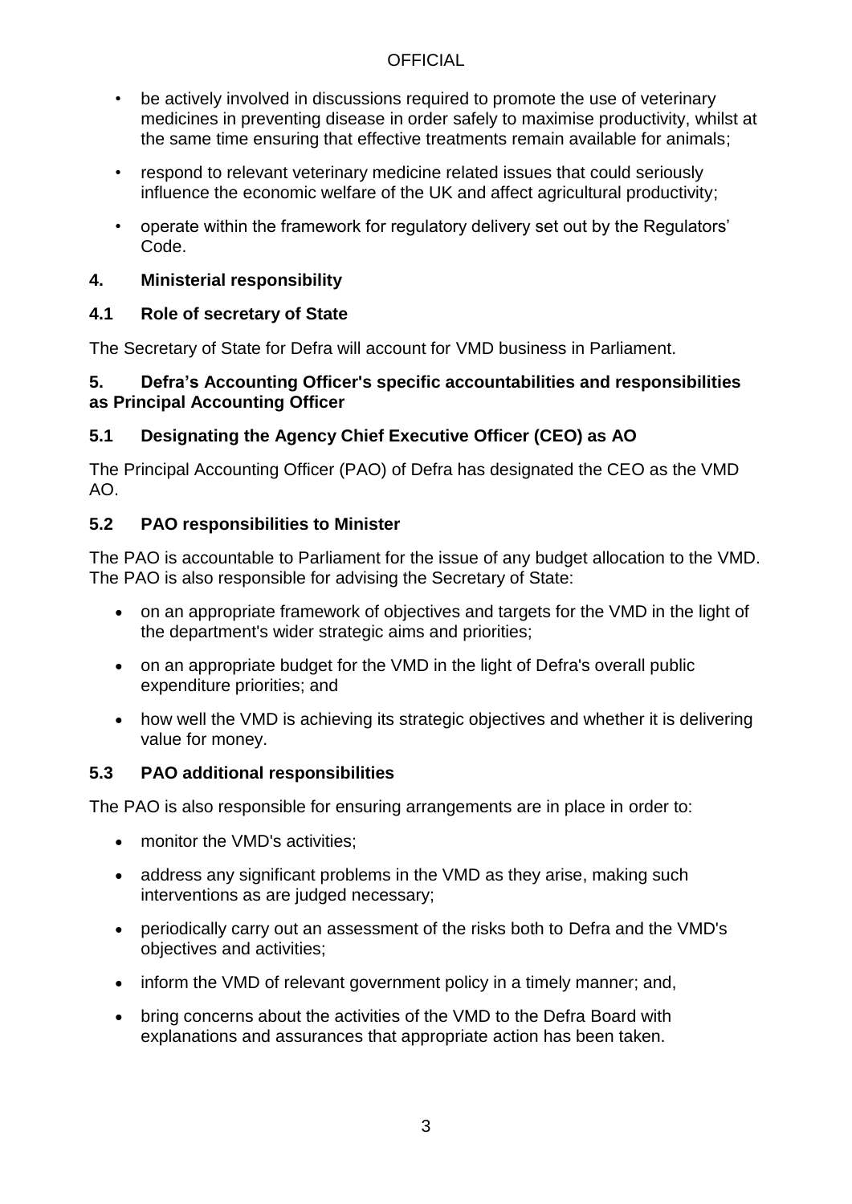- be actively involved in discussions required to promote the use of veterinary medicines in preventing disease in order safely to maximise productivity, whilst at the same time ensuring that effective treatments remain available for animals;
- respond to relevant veterinary medicine related issues that could seriously influence the economic welfare of the UK and affect agricultural productivity;
- operate within the framework for regulatory delivery set out by the Regulators' Code.

## 4. Ministerial responsibility

### 4.1 Role of secretary of State

The Secretary of State for Defra will account for VMD business in Parliament.

## 5. Defra's Accounting Officer's specific accountabilities and responsibilities as Principal Accounting Officer

### 5.1 Designating the Agency Chief Executive Officer (CEO) as AO

The Principal Accounting Officer (PAO) of Defra has designated the CEO as the VMD AO.

### 5.2 PAO responsibilities to Minister

The PAO is accountable to Parliament for the issue of any budget allocation to the VMD. The PAO is also responsible for advising the Secretary of State:

- on an appropriate framework of objectives and targets for the VMD in the light of the department's wider strategic aims and priorities;
- on an appropriate budget for the VMD in the light of Defra's overall public expenditure priorities; and
- how well the VMD is achieving its strategic objectives and whether it is delivering value for money.

### 5.3 PAO additional responsibilities

The PAO is also responsible for ensuring arrangements are in place in order to:

- monitor the VMD's activities;
- address any significant problems in the VMD as they arise, making such interventions as are judged necessary;
- periodically carry out an assessment of the risks both to Defra and the VMD's objectives and activities;
- inform the VMD of relevant government policy in a timely manner; and,
- bring concerns about the activities of the VMD to the Defra Board with explanations and assurances that appropriate action has been taken.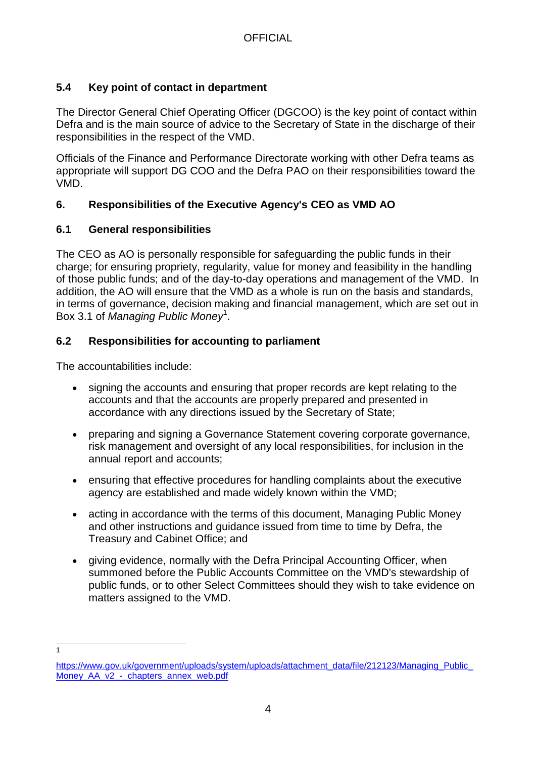### 5.4 Key point of contact in department

The Director General Chief Operating Officer (DGCOO) is the key point of contact within Defra and is the main source of advice to the Secretary of State in the discharge of their responsibilities in the respect of the VMD.

Officials of the Finance and Performance Directorate working with other Defra teams as appropriate will support DG COO and the Defra PAO on their responsibilities toward the VMD.

## 6. Responsibilities of the Executive Agency's CEO as VMD AO

### 6.1 General responsibilities

The CEO as AO is personally responsible for safeguarding the public funds in their charge; for ensuring propriety, regularity, value for money and feasibility in the handling of those public funds; and of the day-to-day operations and management of the VMD. In addition, the AO will ensure that the VMD as a whole is run on the basis and standards, in terms of governance, decision making and financial management, which are set out in Box 3.1 of *Managing Public Money*[1].

### 6.2 Responsibilities for accounting to parliament

The accountabilities include:

- signing the accounts and ensuring that proper records are kept relating to the accounts and that the accounts are properly prepared and presented in accordance with any directions issued by the Secretary of State;
- preparing and signing a Governance Statement covering corporate governance, risk management and oversight of any local responsibilities, for inclusion in the annual report and accounts;
- ensuring that effective procedures for handling complaints about the executive agency are established and made widely known within the VMD;
- acting in accordance with the terms of this document, Managing Public Money and other instructions and guidance issued from time to time by Defra, the Treasury and Cabinet Office; and
- giving evidence, normally with the Defra Principal Accounting Officer, when summoned before the Public Accounts Committee on the VMD's stewardship of public funds, or to other Select Committees should they wish to take evidence on matters assigned to the VMD.

---

[1] https://www.gov.uk/government/uploads/system/uploads/attachment_data/file/212123/Managing_Public_Money_AA_v2_-_chapters_annex_web.pdf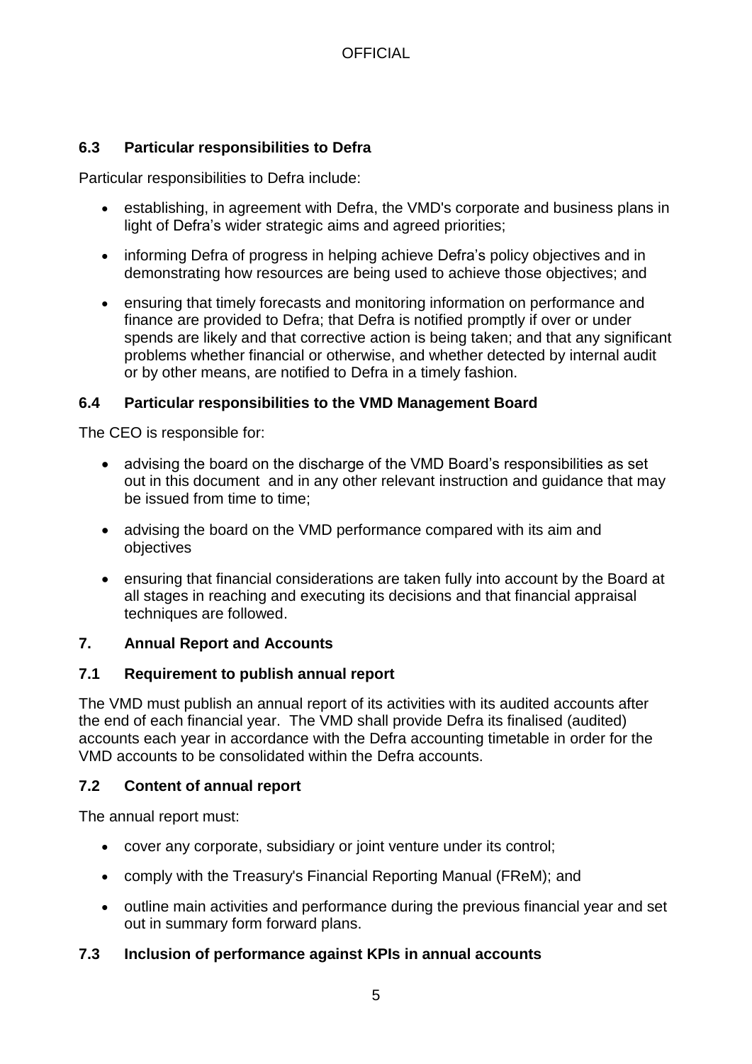### 6.3 Particular responsibilities to Defra

Particular responsibilities to Defra include:

- establishing, in agreement with Defra, the VMD's corporate and business plans in light of Defra's wider strategic aims and agreed priorities;
- informing Defra of progress in helping achieve Defra's policy objectives and in demonstrating how resources are being used to achieve those objectives; and
- ensuring that timely forecasts and monitoring information on performance and finance are provided to Defra; that Defra is notified promptly if over or under spends are likely and that corrective action is being taken; and that any significant problems whether financial or otherwise, and whether detected by internal audit or by other means, are notified to Defra in a timely fashion.

### 6.4 Particular responsibilities to the VMD Management Board

The CEO is responsible for:

- advising the board on the discharge of the VMD Board's responsibilities as set out in this document and in any other relevant instruction and guidance that may be issued from time to time;
- advising the board on the VMD performance compared with its aim and objectives
- ensuring that financial considerations are taken fully into account by the Board at all stages in reaching and executing its decisions and that financial appraisal techniques are followed.

## 7. Annual Report and Accounts

### 7.1 Requirement to publish annual report

The VMD must publish an annual report of its activities with its audited accounts after the end of each financial year. The VMD shall provide Defra its finalised (audited) accounts each year in accordance with the Defra accounting timetable in order for the VMD accounts to be consolidated within the Defra accounts.

### 7.2 Content of annual report

The annual report must:

- cover any corporate, subsidiary or joint venture under its control;
- comply with the Treasury's Financial Reporting Manual (FReM); and
- outline main activities and performance during the previous financial year and set out in summary form forward plans.

### 7.3 Inclusion of performance against KPIs in annual accounts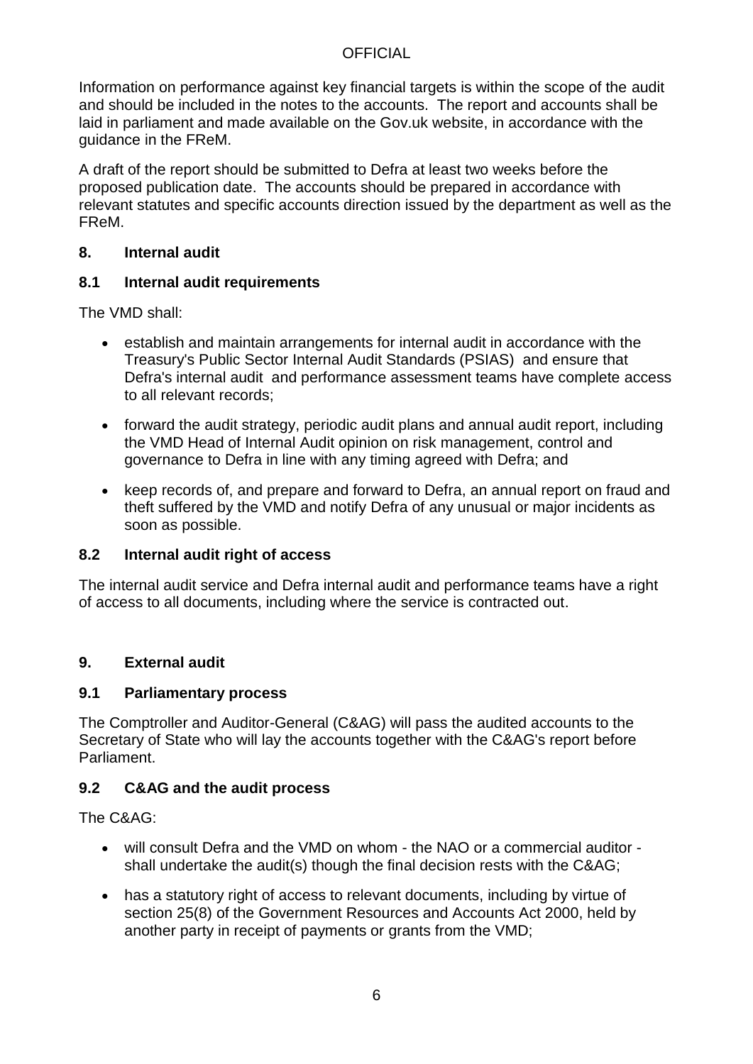Information on performance against key financial targets is within the scope of the audit and should be included in the notes to the accounts. The report and accounts shall be laid in parliament and made available on the Gov.uk website, in accordance with the guidance in the FReM.

A draft of the report should be submitted to Defra at least two weeks before the proposed publication date. The accounts should be prepared in accordance with relevant statutes and specific accounts direction issued by the department as well as the FReM.

## 8. Internal audit

### 8.1 Internal audit requirements

The VMD shall:

- establish and maintain arrangements for internal audit in accordance with the Treasury's Public Sector Internal Audit Standards (PSIAS) and ensure that Defra's internal audit and performance assessment teams have complete access to all relevant records;
- forward the audit strategy, periodic audit plans and annual audit report, including the VMD Head of Internal Audit opinion on risk management, control and governance to Defra in line with any timing agreed with Defra; and
- keep records of, and prepare and forward to Defra, an annual report on fraud and theft suffered by the VMD and notify Defra of any unusual or major incidents as soon as possible.

### 8.2 Internal audit right of access

The internal audit service and Defra internal audit and performance teams have a right of access to all documents, including where the service is contracted out.

## 9. External audit

### 9.1 Parliamentary process

The Comptroller and Auditor-General (C&AG) will pass the audited accounts to the Secretary of State who will lay the accounts together with the C&AG's report before Parliament.

### 9.2 C&AG and the audit process

The C&AG:

- will consult Defra and the VMD on whom - the NAO or a commercial auditor - shall undertake the audit(s) though the final decision rests with the C&AG;
- has a statutory right of access to relevant documents, including by virtue of section 25(8) of the Government Resources and Accounts Act 2000, held by another party in receipt of payments or grants from the VMD;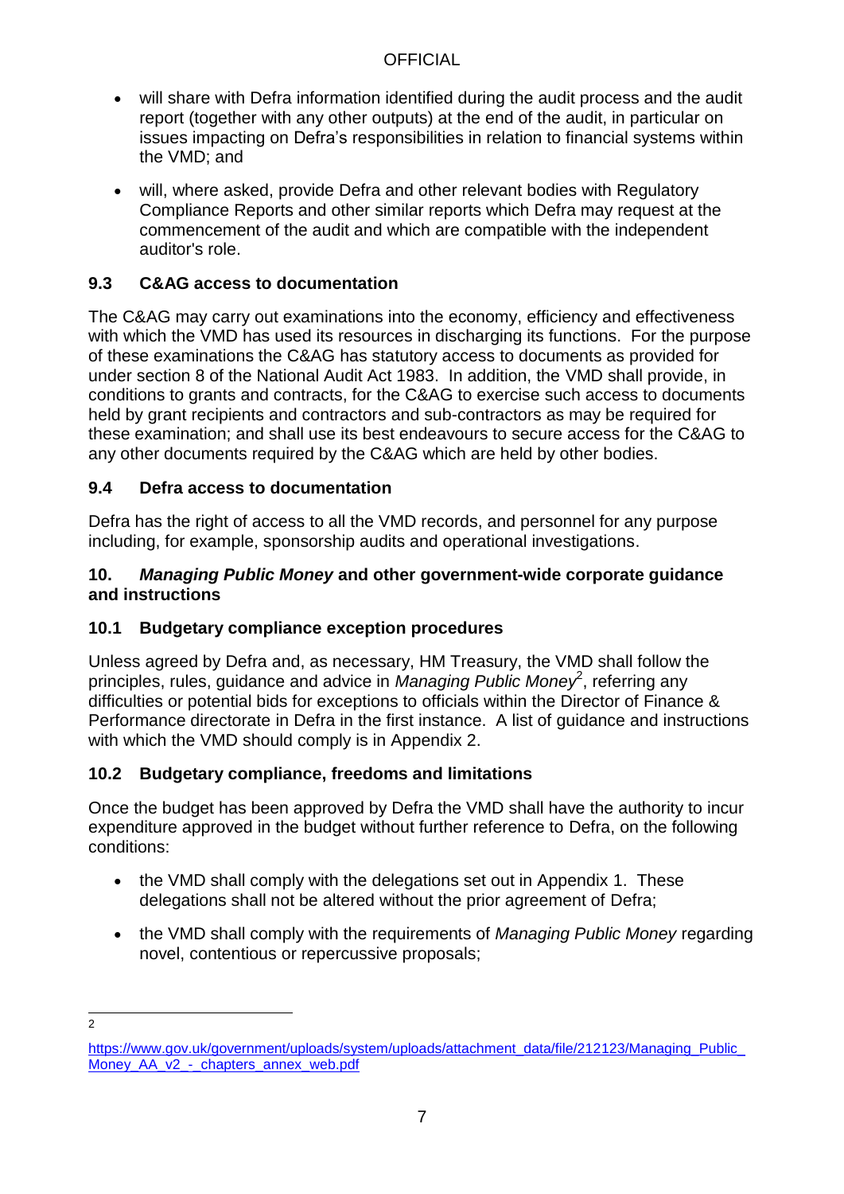- will share with Defra information identified during the audit process and the audit report (together with any other outputs) at the end of the audit, in particular on issues impacting on Defra's responsibilities in relation to financial systems within the VMD; and
- will, where asked, provide Defra and other relevant bodies with Regulatory Compliance Reports and other similar reports which Defra may request at the commencement of the audit and which are compatible with the independent auditor's role.

### 9.3 C&AG access to documentation

The C&AG may carry out examinations into the economy, efficiency and effectiveness with which the VMD has used its resources in discharging its functions. For the purpose of these examinations the C&AG has statutory access to documents as provided for under section 8 of the National Audit Act 1983. In addition, the VMD shall provide, in conditions to grants and contracts, for the C&AG to exercise such access to documents held by grant recipients and contractors and sub-contractors as may be required for these examination; and shall use its best endeavours to secure access for the C&AG to any other documents required by the C&AG which are held by other bodies.

### 9.4 Defra access to documentation

Defra has the right of access to all the VMD records, and personnel for any purpose including, for example, sponsorship audits and operational investigations.

## 10. *Managing Public Money* and other government-wide corporate guidance and instructions

### 10.1 Budgetary compliance exception procedures

Unless agreed by Defra and, as necessary, HM Treasury, the VMD shall follow the principles, rules, guidance and advice in *Managing Public Money*[2], referring any difficulties or potential bids for exceptions to officials within the Director of Finance & Performance directorate in Defra in the first instance. A list of guidance and instructions with which the VMD should comply is in Appendix 2.

### 10.2 Budgetary compliance, freedoms and limitations

Once the budget has been approved by Defra the VMD shall have the authority to incur expenditure approved in the budget without further reference to Defra, on the following conditions:

- the VMD shall comply with the delegations set out in Appendix 1. These delegations shall not be altered without the prior agreement of Defra;
- the VMD shall comply with the requirements of *Managing Public Money* regarding novel, contentious or repercussive proposals;

[2] https://www.gov.uk/government/uploads/system/uploads/attachment_data/file/212123/Managing_Public_Money_AA_v2_-_chapters_annex_web.pdf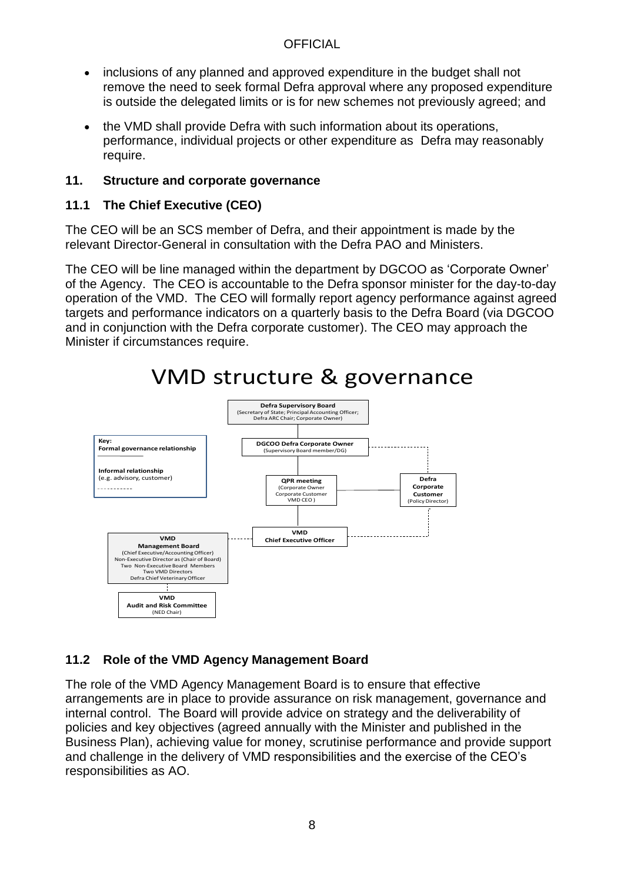- inclusions of any planned and approved expenditure in the budget shall not remove the need to seek formal Defra approval where any proposed expenditure is outside the delegated limits or is for new schemes not previously agreed; and
- the VMD shall provide Defra with such information about its operations, performance, individual projects or other expenditure as Defra may reasonably require.

## 11. Structure and corporate governance

### 11.1 The Chief Executive (CEO)

The CEO will be an SCS member of Defra, and their appointment is made by the relevant Director-General in consultation with the Defra PAO and Ministers.

The CEO will be line managed within the department by DGCOO as 'Corporate Owner' of the Agency. The CEO is accountable to the Defra sponsor minister for the day-to-day operation of the VMD. The CEO will formally report agency performance against agreed targets and performance indicators on a quarterly basis to the Defra Board (via DGCOO and in conjunction with the Defra corporate customer). The CEO may approach the Minister if circumstances require.

VMD structure & governance

**Key:**
**Formal governance relationship** ————
**Informal relationship** (e.g. advisory, customer) - - - - - - -

- **Defra Supervisory Board** (Secretary of State; Principal Accounting Officer; Defra ARC Chair; Corporate Owner)
  - **DGCOO Defra Corporate Owner** (Supervisory Board member/DG)
    - **QPR meeting** (Corporate Owner, Corporate Customer, VMD CEO)
      - **VMD Chief Executive Officer**
- **Defra Corporate Customer** (Policy Director) — linked to QPR meeting; informal relationship with DGCOO Defra Corporate Owner and VMD Chief Executive Officer
- **VMD Management Board** (Chief Executive/Accounting Officer; Non-Executive Director as (Chair of Board); Two Non-Executive Board Members; Two VMD Directors; Defra Chief Veterinary Officer) — informal relationship with VMD Chief Executive Officer
  - **VMD Audit and Risk Committee** (NED Chair) — informal relationship with VMD Management Board

### 11.2 Role of the VMD Agency Management Board

The role of the VMD Agency Management Board is to ensure that effective arrangements are in place to provide assurance on risk management, governance and internal control. The Board will provide advice on strategy and the deliverability of policies and key objectives (agreed annually with the Minister and published in the Business Plan), achieving value for money, scrutinise performance and provide support and challenge in the delivery of VMD responsibilities and the exercise of the CEO's responsibilities as AO.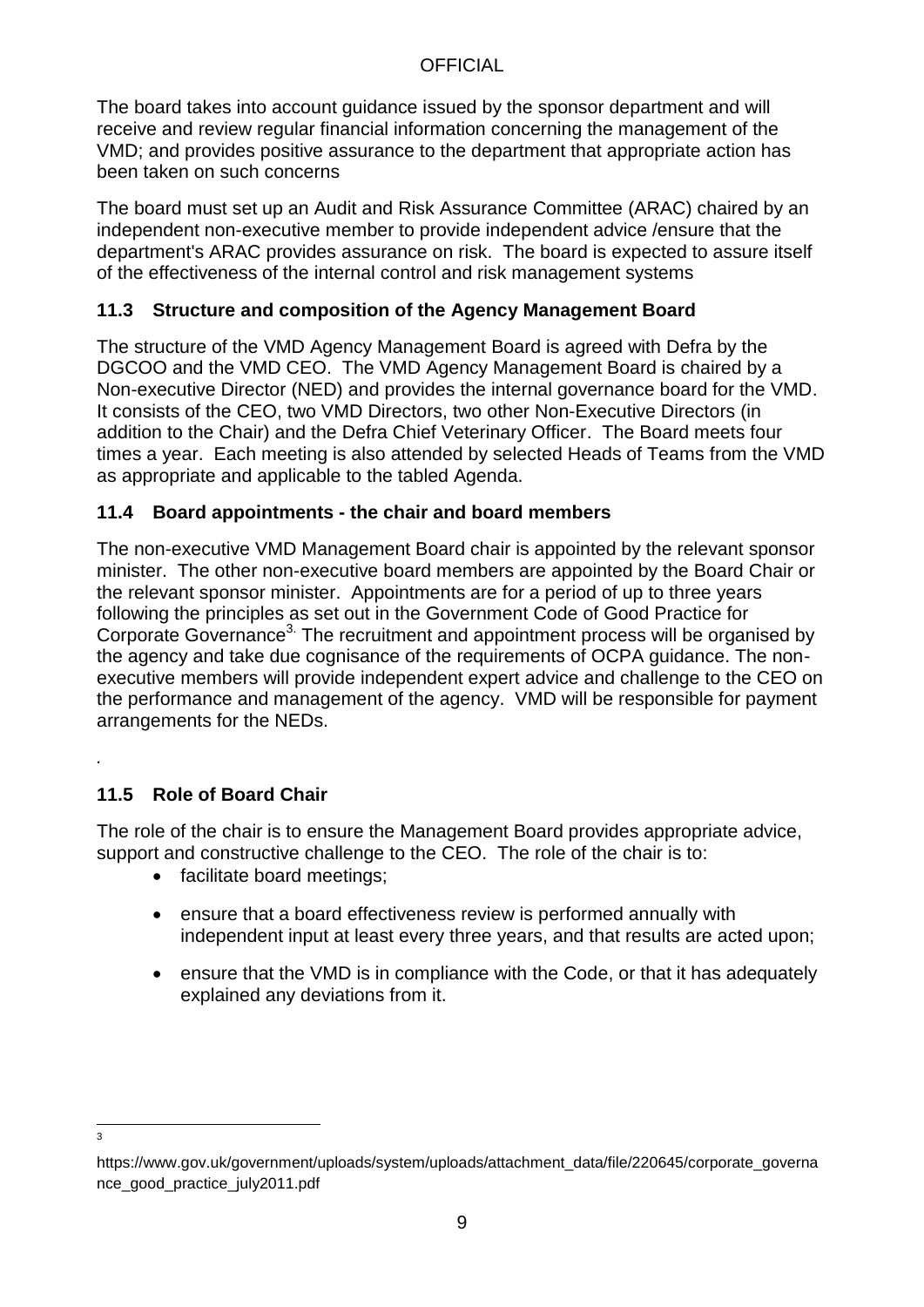The board takes into account guidance issued by the sponsor department and will receive and review regular financial information concerning the management of the VMD; and provides positive assurance to the department that appropriate action has been taken on such concerns

The board must set up an Audit and Risk Assurance Committee (ARAC) chaired by an independent non-executive member to provide independent advice /ensure that the department's ARAC provides assurance on risk. The board is expected to assure itself of the effectiveness of the internal control and risk management systems

### 11.3 Structure and composition of the Agency Management Board

The structure of the VMD Agency Management Board is agreed with Defra by the DGCOO and the VMD CEO. The VMD Agency Management Board is chaired by a Non-executive Director (NED) and provides the internal governance board for the VMD. It consists of the CEO, two VMD Directors, two other Non-Executive Directors (in addition to the Chair) and the Defra Chief Veterinary Officer. The Board meets four times a year. Each meeting is also attended by selected Heads of Teams from the VMD as appropriate and applicable to the tabled Agenda.

### 11.4 Board appointments - the chair and board members

The non-executive VMD Management Board chair is appointed by the relevant sponsor minister. The other non-executive board members are appointed by the Board Chair or the relevant sponsor minister. Appointments are for a period of up to three years following the principles as set out in the Government Code of Good Practice for Corporate Governance[3]. The recruitment and appointment process will be organised by the agency and take due cognisance of the requirements of OCPA guidance. The non-executive members will provide independent expert advice and challenge to the CEO on the performance and management of the agency. VMD will be responsible for payment arrangements for the NEDs.

.

### 11.5 Role of Board Chair

The role of the chair is to ensure the Management Board provides appropriate advice, support and constructive challenge to the CEO. The role of the chair is to:

- facilitate board meetings;
- ensure that a board effectiveness review is performed annually with independent input at least every three years, and that results are acted upon;
- ensure that the VMD is in compliance with the Code, or that it has adequately explained any deviations from it.

---

[3] https://www.gov.uk/government/uploads/system/uploads/attachment_data/file/220645/corporate_governance_good_practice_july2011.pdf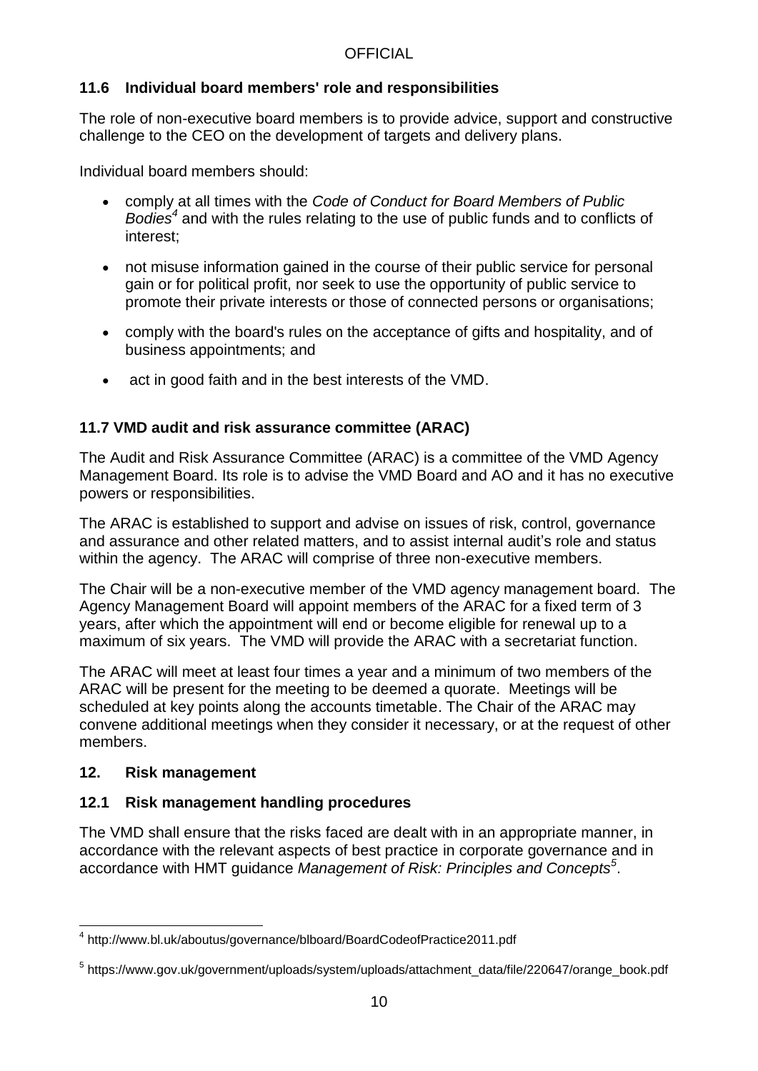### 11.6 Individual board members' role and responsibilities

The role of non-executive board members is to provide advice, support and constructive challenge to the CEO on the development of targets and delivery plans.

Individual board members should:

- comply at all times with the *Code of Conduct for Board Members of Public Bodies*[4] and with the rules relating to the use of public funds and to conflicts of interest;
- not misuse information gained in the course of their public service for personal gain or for political profit, nor seek to use the opportunity of public service to promote their private interests or those of connected persons or organisations;
- comply with the board's rules on the acceptance of gifts and hospitality, and of business appointments; and
- act in good faith and in the best interests of the VMD.

### 11.7 VMD audit and risk assurance committee (ARAC)

The Audit and Risk Assurance Committee (ARAC) is a committee of the VMD Agency Management Board. Its role is to advise the VMD Board and AO and it has no executive powers or responsibilities.

The ARAC is established to support and advise on issues of risk, control, governance and assurance and other related matters, and to assist internal audit's role and status within the agency. The ARAC will comprise of three non-executive members.

The Chair will be a non-executive member of the VMD agency management board. The Agency Management Board will appoint members of the ARAC for a fixed term of 3 years, after which the appointment will end or become eligible for renewal up to a maximum of six years. The VMD will provide the ARAC with a secretariat function.

The ARAC will meet at least four times a year and a minimum of two members of the ARAC will be present for the meeting to be deemed a quorate. Meetings will be scheduled at key points along the accounts timetable. The Chair of the ARAC may convene additional meetings when they consider it necessary, or at the request of other members.

## 12. Risk management

### 12.1 Risk management handling procedures

The VMD shall ensure that the risks faced are dealt with in an appropriate manner, in accordance with the relevant aspects of best practice in corporate governance and in accordance with HMT guidance *Management of Risk: Principles and Concepts*[5].

---

[4] http://www.bl.uk/aboutus/governance/blboard/BoardCodeofPractice2011.pdf

[5] https://www.gov.uk/government/uploads/system/uploads/attachment_data/file/220647/orange_book.pdf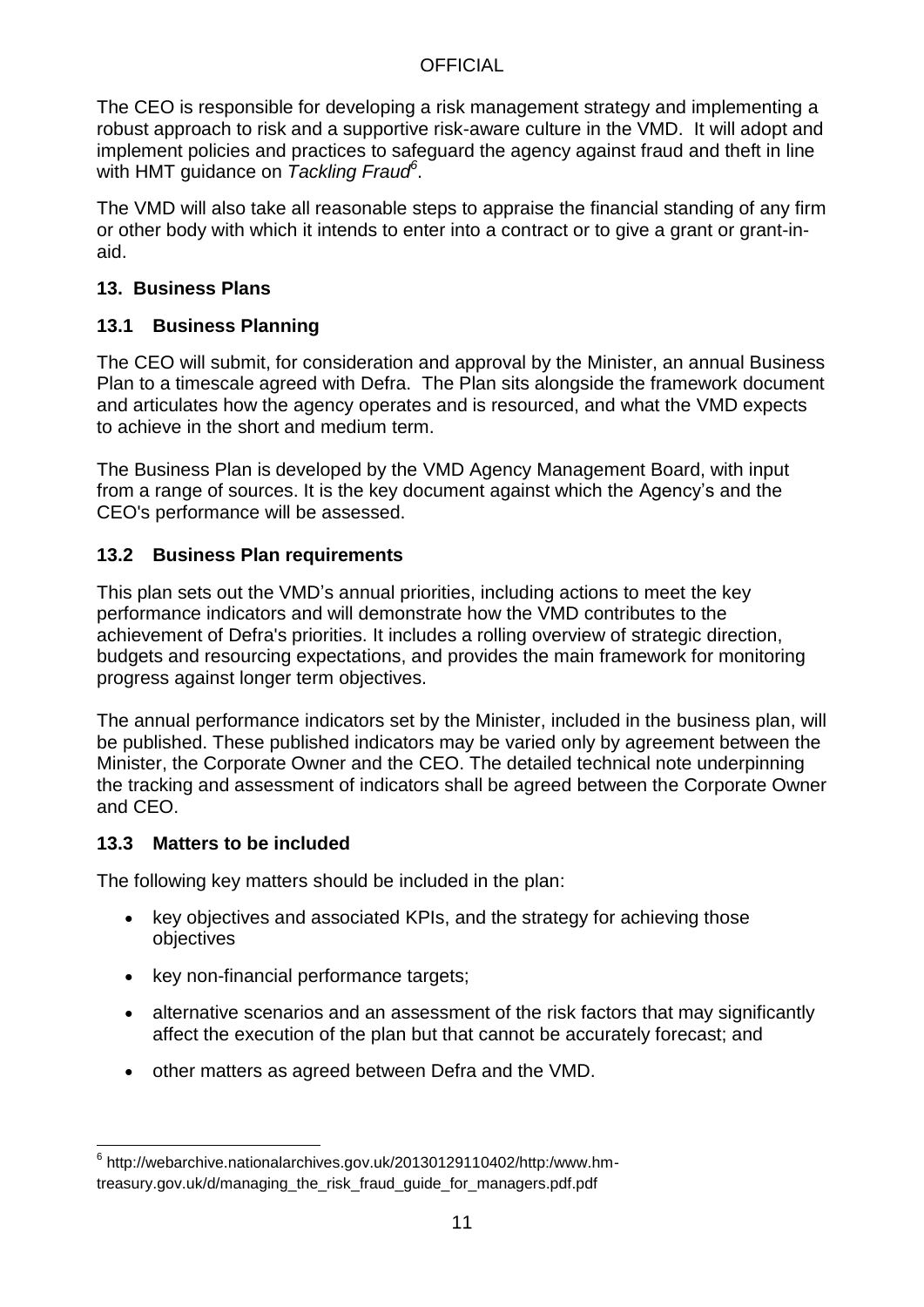The CEO is responsible for developing a risk management strategy and implementing a robust approach to risk and a supportive risk-aware culture in the VMD. It will adopt and implement policies and practices to safeguard the agency against fraud and theft in line with HMT guidance on *Tackling Fraud*[6].

The VMD will also take all reasonable steps to appraise the financial standing of any firm or other body with which it intends to enter into a contract or to give a grant or grant-in-aid.

## 13. Business Plans

### 13.1 Business Planning

The CEO will submit, for consideration and approval by the Minister, an annual Business Plan to a timescale agreed with Defra. The Plan sits alongside the framework document and articulates how the agency operates and is resourced, and what the VMD expects to achieve in the short and medium term.

The Business Plan is developed by the VMD Agency Management Board, with input from a range of sources. It is the key document against which the Agency's and the CEO's performance will be assessed.

### 13.2 Business Plan requirements

This plan sets out the VMD's annual priorities, including actions to meet the key performance indicators and will demonstrate how the VMD contributes to the achievement of Defra's priorities. It includes a rolling overview of strategic direction, budgets and resourcing expectations, and provides the main framework for monitoring progress against longer term objectives.

The annual performance indicators set by the Minister, included in the business plan, will be published. These published indicators may be varied only by agreement between the Minister, the Corporate Owner and the CEO. The detailed technical note underpinning the tracking and assessment of indicators shall be agreed between the Corporate Owner and CEO.

### 13.3 Matters to be included

The following key matters should be included in the plan:

- key objectives and associated KPIs, and the strategy for achieving those objectives
- key non-financial performance targets;
- alternative scenarios and an assessment of the risk factors that may significantly affect the execution of the plan but that cannot be accurately forecast; and
- other matters as agreed between Defra and the VMD.

---

[6] http://webarchive.nationalarchives.gov.uk/20130129110402/http:/www.hm-treasury.gov.uk/d/managing_the_risk_fraud_guide_for_managers.pdf.pdf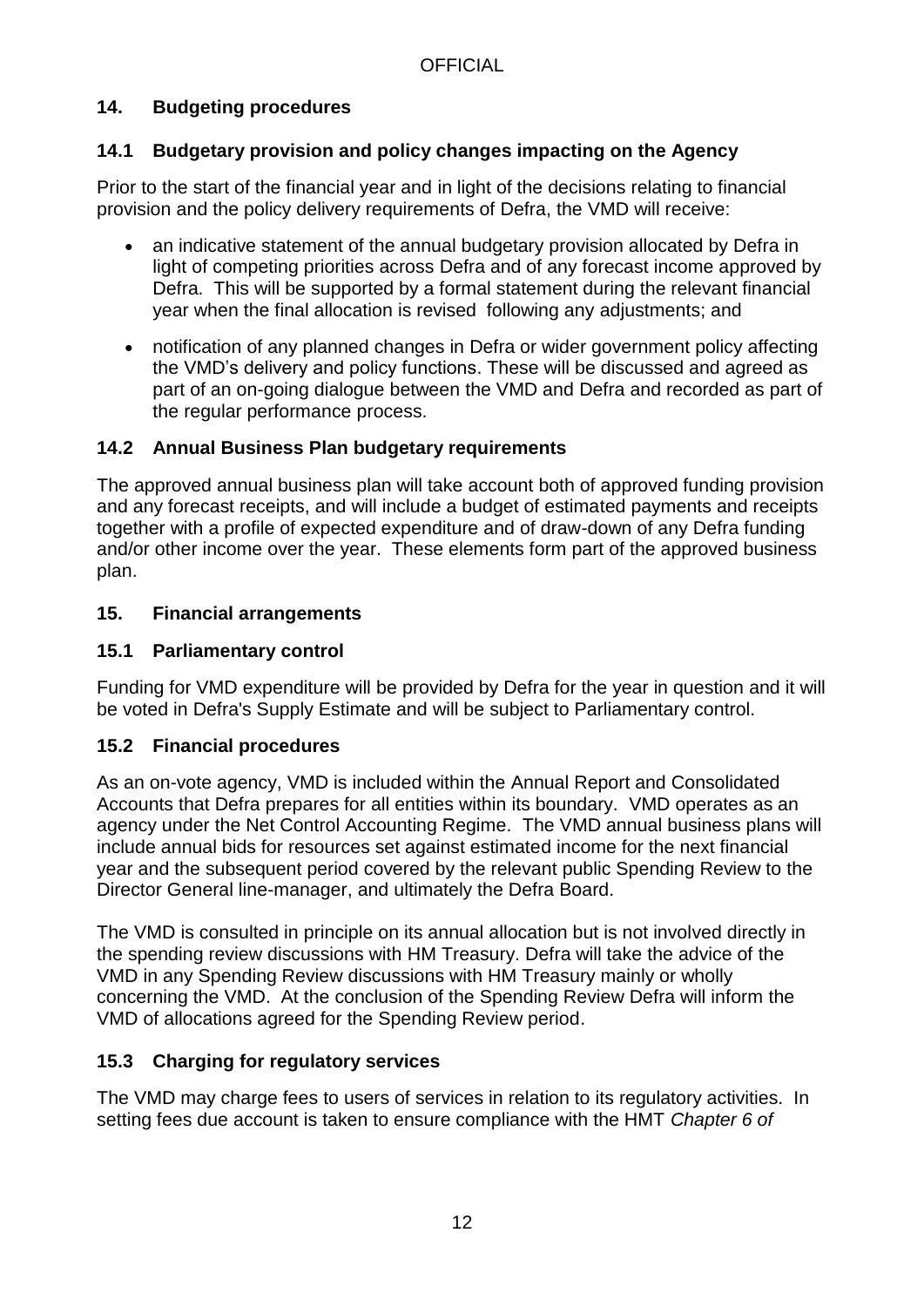## 14. Budgeting procedures

### 14.1 Budgetary provision and policy changes impacting on the Agency

Prior to the start of the financial year and in light of the decisions relating to financial provision and the policy delivery requirements of Defra, the VMD will receive:

- an indicative statement of the annual budgetary provision allocated by Defra in light of competing priorities across Defra and of any forecast income approved by Defra. This will be supported by a formal statement during the relevant financial year when the final allocation is revised following any adjustments; and
- notification of any planned changes in Defra or wider government policy affecting the VMD's delivery and policy functions. These will be discussed and agreed as part of an on-going dialogue between the VMD and Defra and recorded as part of the regular performance process.

### 14.2 Annual Business Plan budgetary requirements

The approved annual business plan will take account both of approved funding provision and any forecast receipts, and will include a budget of estimated payments and receipts together with a profile of expected expenditure and of draw-down of any Defra funding and/or other income over the year. These elements form part of the approved business plan.

## 15. Financial arrangements

### 15.1 Parliamentary control

Funding for VMD expenditure will be provided by Defra for the year in question and it will be voted in Defra's Supply Estimate and will be subject to Parliamentary control.

### 15.2 Financial procedures

As an on-vote agency, VMD is included within the Annual Report and Consolidated Accounts that Defra prepares for all entities within its boundary. VMD operates as an agency under the Net Control Accounting Regime. The VMD annual business plans will include annual bids for resources set against estimated income for the next financial year and the subsequent period covered by the relevant public Spending Review to the Director General line-manager, and ultimately the Defra Board.

The VMD is consulted in principle on its annual allocation but is not involved directly in the spending review discussions with HM Treasury. Defra will take the advice of the VMD in any Spending Review discussions with HM Treasury mainly or wholly concerning the VMD. At the conclusion of the Spending Review Defra will inform the VMD of allocations agreed for the Spending Review period.

### 15.3 Charging for regulatory services

The VMD may charge fees to users of services in relation to its regulatory activities. In setting fees due account is taken to ensure compliance with the HMT *Chapter 6 of*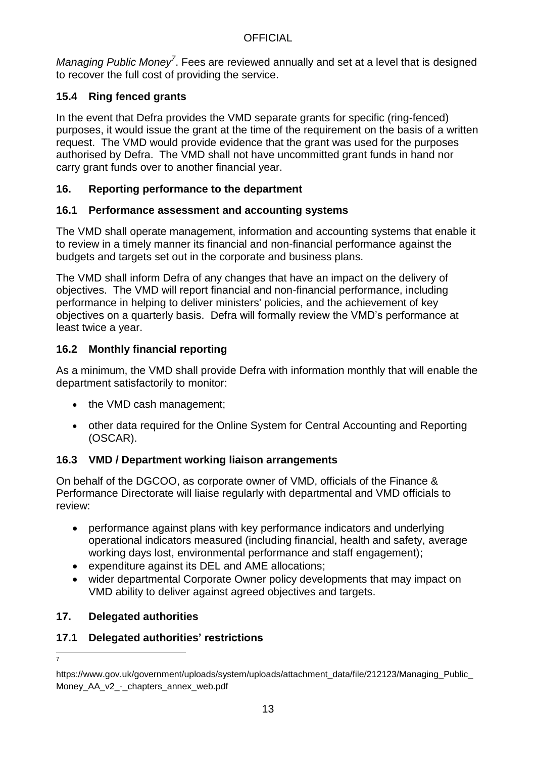*Managing Public Money*[7]. Fees are reviewed annually and set at a level that is designed to recover the full cost of providing the service.

### 15.4 Ring fenced grants

In the event that Defra provides the VMD separate grants for specific (ring-fenced) purposes, it would issue the grant at the time of the requirement on the basis of a written request. The VMD would provide evidence that the grant was used for the purposes authorised by Defra. The VMD shall not have uncommitted grant funds in hand nor carry grant funds over to another financial year.

## 16. Reporting performance to the department

### 16.1 Performance assessment and accounting systems

The VMD shall operate management, information and accounting systems that enable it to review in a timely manner its financial and non-financial performance against the budgets and targets set out in the corporate and business plans.

The VMD shall inform Defra of any changes that have an impact on the delivery of objectives. The VMD will report financial and non-financial performance, including performance in helping to deliver ministers' policies, and the achievement of key objectives on a quarterly basis. Defra will formally review the VMD's performance at least twice a year.

### 16.2 Monthly financial reporting

As a minimum, the VMD shall provide Defra with information monthly that will enable the department satisfactorily to monitor:

- the VMD cash management;
- other data required for the Online System for Central Accounting and Reporting (OSCAR).

### 16.3 VMD / Department working liaison arrangements

On behalf of the DGCOO, as corporate owner of VMD, officials of the Finance & Performance Directorate will liaise regularly with departmental and VMD officials to review:

- performance against plans with key performance indicators and underlying operational indicators measured (including financial, health and safety, average working days lost, environmental performance and staff engagement);
- expenditure against its DEL and AME allocations;
- wider departmental Corporate Owner policy developments that may impact on VMD ability to deliver against agreed objectives and targets.

## 17. Delegated authorities

### 17.1 Delegated authorities' restrictions

---

[7] https://www.gov.uk/government/uploads/system/uploads/attachment_data/file/212123/Managing_Public_Money_AA_v2_-_chapters_annex_web.pdf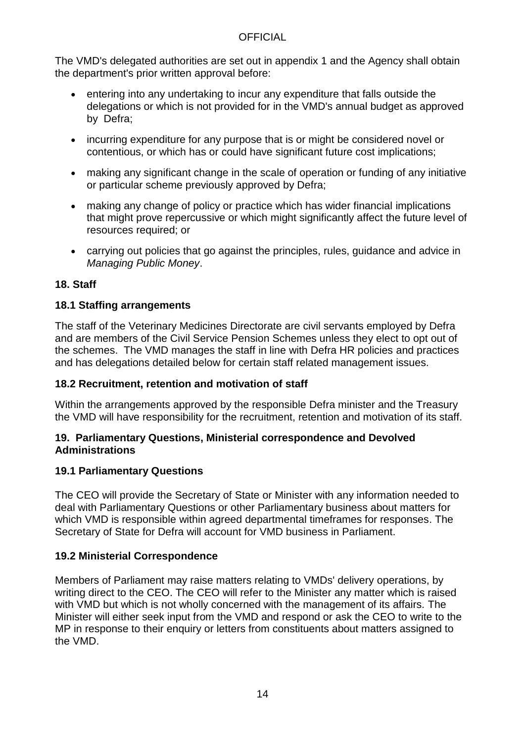The VMD's delegated authorities are set out in appendix 1 and the Agency shall obtain the department's prior written approval before:

- entering into any undertaking to incur any expenditure that falls outside the delegations or which is not provided for in the VMD's annual budget as approved by Defra;
- incurring expenditure for any purpose that is or might be considered novel or contentious, or which has or could have significant future cost implications;
- making any significant change in the scale of operation or funding of any initiative or particular scheme previously approved by Defra;
- making any change of policy or practice which has wider financial implications that might prove repercussive or which might significantly affect the future level of resources required; or
- carrying out policies that go against the principles, rules, guidance and advice in *Managing Public Money*.

## 18. Staff

### 18.1 Staffing arrangements

The staff of the Veterinary Medicines Directorate are civil servants employed by Defra and are members of the Civil Service Pension Schemes unless they elect to opt out of the schemes. The VMD manages the staff in line with Defra HR policies and practices and has delegations detailed below for certain staff related management issues.

### 18.2 Recruitment, retention and motivation of staff

Within the arrangements approved by the responsible Defra minister and the Treasury the VMD will have responsibility for the recruitment, retention and motivation of its staff.

## 19. Parliamentary Questions, Ministerial correspondence and Devolved Administrations

### 19.1 Parliamentary Questions

The CEO will provide the Secretary of State or Minister with any information needed to deal with Parliamentary Questions or other Parliamentary business about matters for which VMD is responsible within agreed departmental timeframes for responses. The Secretary of State for Defra will account for VMD business in Parliament.

### 19.2 Ministerial Correspondence

Members of Parliament may raise matters relating to VMDs' delivery operations, by writing direct to the CEO. The CEO will refer to the Minister any matter which is raised with VMD but which is not wholly concerned with the management of its affairs. The Minister will either seek input from the VMD and respond or ask the CEO to write to the MP in response to their enquiry or letters from constituents about matters assigned to the VMD.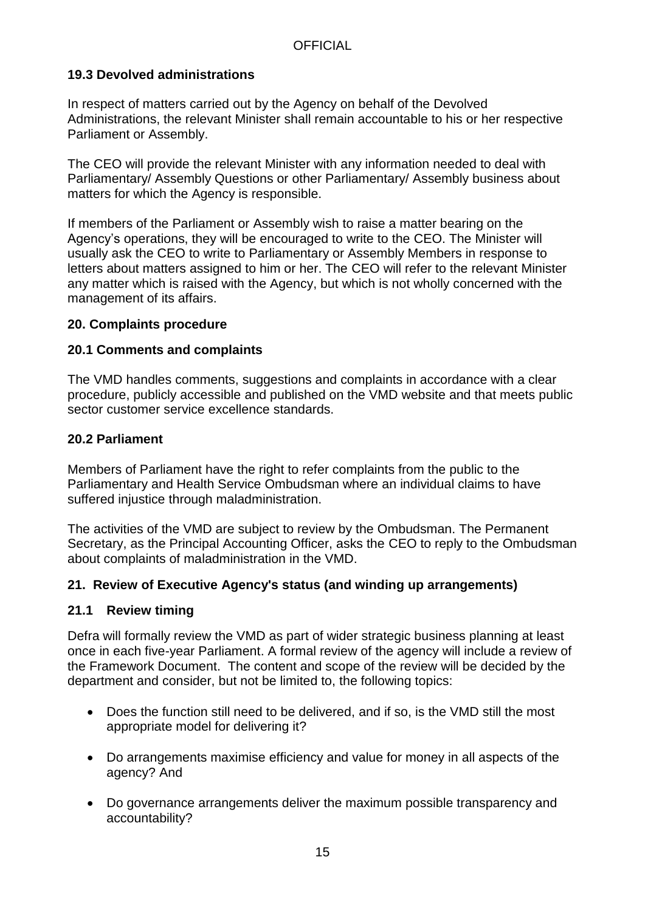### 19.3 Devolved administrations

In respect of matters carried out by the Agency on behalf of the Devolved Administrations, the relevant Minister shall remain accountable to his or her respective Parliament or Assembly.

The CEO will provide the relevant Minister with any information needed to deal with Parliamentary/ Assembly Questions or other Parliamentary/ Assembly business about matters for which the Agency is responsible.

If members of the Parliament or Assembly wish to raise a matter bearing on the Agency's operations, they will be encouraged to write to the CEO. The Minister will usually ask the CEO to write to Parliamentary or Assembly Members in response to letters about matters assigned to him or her. The CEO will refer to the relevant Minister any matter which is raised with the Agency, but which is not wholly concerned with the management of its affairs.

## 20. Complaints procedure

### 20.1 Comments and complaints

The VMD handles comments, suggestions and complaints in accordance with a clear procedure, publicly accessible and published on the VMD website and that meets public sector customer service excellence standards.

### 20.2 Parliament

Members of Parliament have the right to refer complaints from the public to the Parliamentary and Health Service Ombudsman where an individual claims to have suffered injustice through maladministration.

The activities of the VMD are subject to review by the Ombudsman. The Permanent Secretary, as the Principal Accounting Officer, asks the CEO to reply to the Ombudsman about complaints of maladministration in the VMD.

## 21. Review of Executive Agency's status (and winding up arrangements)

### 21.1 Review timing

Defra will formally review the VMD as part of wider strategic business planning at least once in each five-year Parliament. A formal review of the agency will include a review of the Framework Document. The content and scope of the review will be decided by the department and consider, but not be limited to, the following topics:

- Does the function still need to be delivered, and if so, is the VMD still the most appropriate model for delivering it?
- Do arrangements maximise efficiency and value for money in all aspects of the agency? And
- Do governance arrangements deliver the maximum possible transparency and accountability?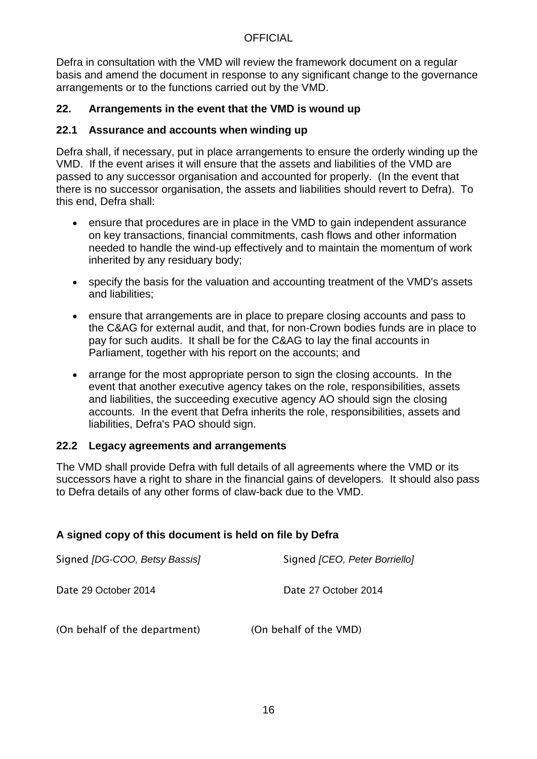Defra in consultation with the VMD will review the framework document on a regular basis and amend the document in response to any significant change to the governance arrangements or to the functions carried out by the VMD.

### 22. Arrangements in the event that the VMD is wound up

#### 22.1 Assurance and accounts when winding up

Defra shall, if necessary, put in place arrangements to ensure the orderly winding up the VMD. If the event arises it will ensure that the assets and liabilities of the VMD are passed to any successor organisation and accounted for properly. (In the event that there is no successor organisation, the assets and liabilities should revert to Defra). To this end, Defra shall:

- ensure that procedures are in place in the VMD to gain independent assurance on key transactions, financial commitments, cash flows and other information needed to handle the wind-up effectively and to maintain the momentum of work inherited by any residuary body;
- specify the basis for the valuation and accounting treatment of the VMD's assets and liabilities;
- ensure that arrangements are in place to prepare closing accounts and pass to the C&AG for external audit, and that, for non-Crown bodies funds are in place to pay for such audits. It shall be for the C&AG to lay the final accounts in Parliament, together with his report on the accounts; and
- arrange for the most appropriate person to sign the closing accounts. In the event that another executive agency takes on the role, responsibilities, assets and liabilities, the succeeding executive agency AO should sign the closing accounts. In the event that Defra inherits the role, responsibilities, assets and liabilities, Defra's PAO should sign.

#### 22.2 Legacy agreements and arrangements

The VMD shall provide Defra with full details of all agreements where the VMD or its successors have a right to share in the financial gains of developers. It should also pass to Defra details of any other forms of claw-back due to the VMD.

**A signed copy of this document is held on file by Defra**

| | |
|---|---|
| Signed *[DG-COO, Betsy Bassis]* | Signed *[CEO, Peter Borriello]* |
| Date 29 October 2014 | Date 27 October 2014 |
| (On behalf of the department) | (On behalf of the VMD) |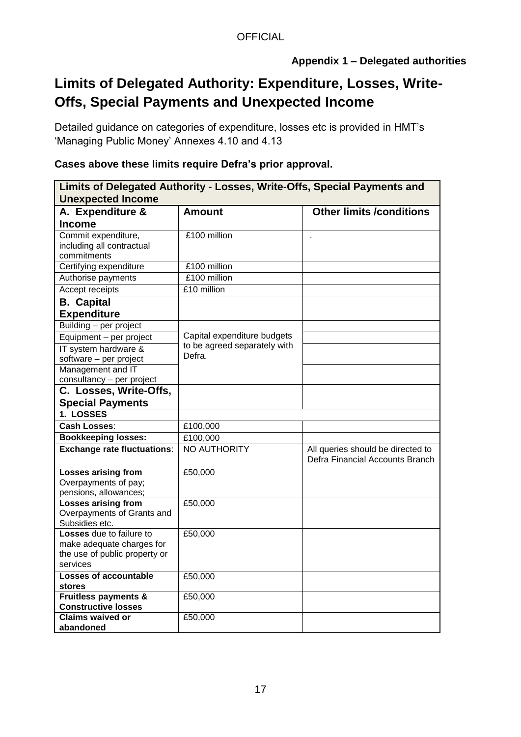OFFICIAL

**Appendix 1 – Delegated authorities**

# Limits of Delegated Authority: Expenditure, Losses, Write-Offs, Special Payments and Unexpected Income

Detailed guidance on categories of expenditure, losses etc is provided in HMT's 'Managing Public Money' Annexes 4.10 and 4.13

**Cases above these limits require Defra's prior approval.**

| **Limits of Delegated Authority - Losses, Write-Offs, Special Payments and Unexpected Income** | | |
|---|---|---|
| **A. Expenditure & Income** | **Amount** | **Other limits /conditions** |
| Commit expenditure, including all contractual commitments | £100 million | . |
| Certifying expenditure | £100 million | |
| Authorise payments | £100 million | |
| Accept receipts | £10 million | |
| **B. Capital Expenditure** | | |
| Building – per project | Capital expenditure budgets to be agreed separately with Defra. | |
| Equipment – per project | | |
| IT system hardware & software – per project | | |
| Management and IT consultancy – per project | | |
| **C. Losses, Write-Offs, Special Payments** | | |
| **1. LOSSES** | | |
| **Cash Losses**: | £100,000 | |
| **Bookkeeping losses:** | £100,000 | |
| **Exchange rate fluctuations**: | NO AUTHORITY | All queries should be directed to Defra Financial Accounts Branch |
| **Losses arising from** Overpayments of pay; pensions, allowances; | £50,000 | |
| **Losses arising from** Overpayments of Grants and Subsidies etc. | £50,000 | |
| **Losses** due to failure to make adequate charges for the use of public property or services | £50,000 | |
| **Losses of accountable stores** | £50,000 | |
| **Fruitless payments & Constructive losses** | £50,000 | |
| **Claims waived or abandoned** | £50,000 | |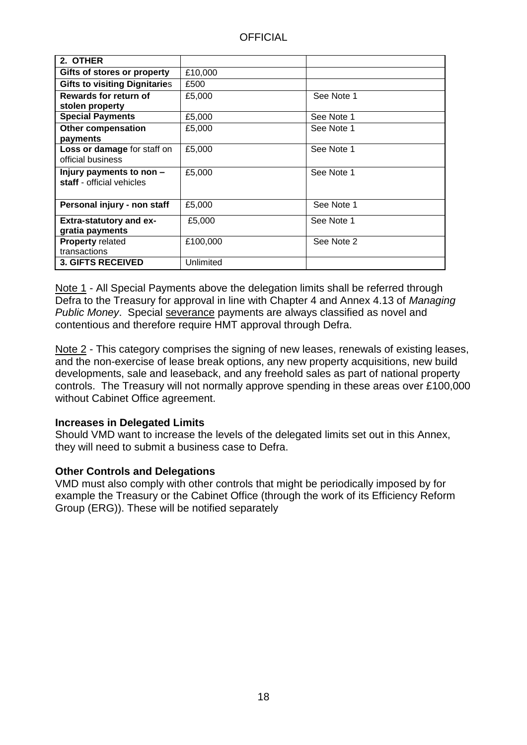| **2. OTHER** | | |
|---|---|---|
| **Gifts of stores or property** | £10,000 | |
| **Gifts to visiting Dignitarie**s | £500 | |
| **Rewards for return of stolen property** | £5,000 | See Note 1 |
| **Special Payments** | £5,000 | See Note 1 |
| **Other compensation payments** | £5,000 | See Note 1 |
| **Loss or damage** for staff on official business | £5,000 | See Note 1 |
| **Injury payments to non – staff** - official vehicles | £5,000 | See Note 1 |
| **Personal injury - non staff** | £5,000 | See Note 1 |
| **Extra-statutory and ex-gratia payments** | £5,000 | See Note 1 |
| **Property** related transactions | £100,000 | See Note 2 |
| **3. GIFTS RECEIVED** | Unlimited | |

Note 1 - All Special Payments above the delegation limits shall be referred through Defra to the Treasury for approval in line with Chapter 4 and Annex 4.13 of *Managing Public Money*. Special severance payments are always classified as novel and contentious and therefore require HMT approval through Defra.

Note 2 - This category comprises the signing of new leases, renewals of existing leases, and the non-exercise of lease break options, any new property acquisitions, new build developments, sale and leaseback, and any freehold sales as part of national property controls. The Treasury will not normally approve spending in these areas over £100,000 without Cabinet Office agreement.

### Increases in Delegated Limits

Should VMD want to increase the levels of the delegated limits set out in this Annex, they will need to submit a business case to Defra.

### Other Controls and Delegations

VMD must also comply with other controls that might be periodically imposed by for example the Treasury or the Cabinet Office (through the work of its Efficiency Reform Group (ERG)). These will be notified separately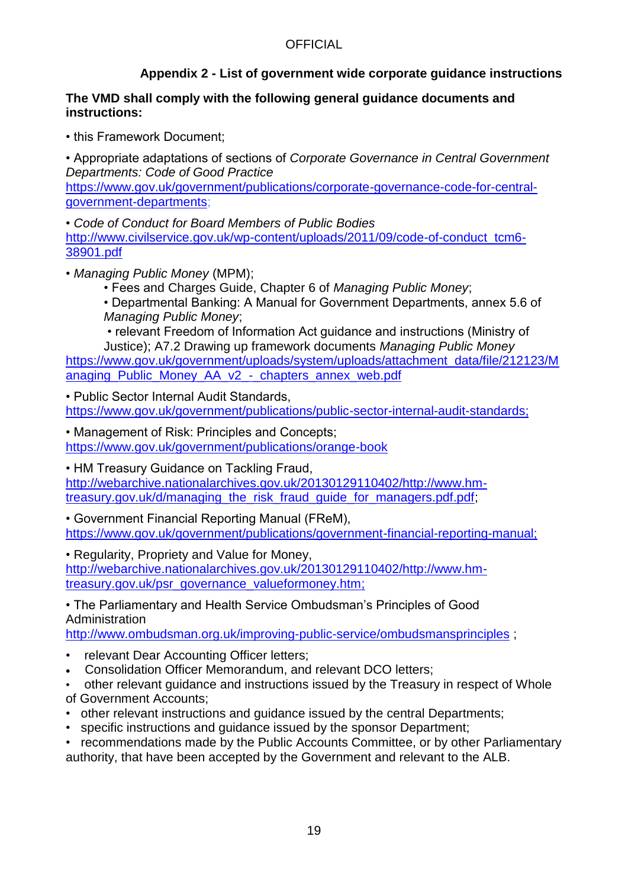## Appendix 2 - List of government wide corporate guidance instructions

**The VMD shall comply with the following general guidance documents and instructions:**

- this Framework Document;
- Appropriate adaptations of sections of *Corporate Governance in Central Government Departments: Code of Good Practice* https://www.gov.uk/government/publications/corporate-governance-code-for-central-government-departments;
- *Code of Conduct for Board Members of Public Bodies* http://www.civilservice.gov.uk/wp-content/uploads/2011/09/code-of-conduct_tcm6-38901.pdf
- *Managing Public Money* (MPM);
  - Fees and Charges Guide, Chapter 6 of *Managing Public Money*;
  - Departmental Banking: A Manual for Government Departments, annex 5.6 of *Managing Public Money*;
  - relevant Freedom of Information Act guidance and instructions (Ministry of Justice); A7.2 Drawing up framework documents *Managing Public Money*

  https://www.gov.uk/government/uploads/system/uploads/attachment_data/file/212123/Managing_Public_Money_AA_v2_-_chapters_annex_web.pdf
- Public Sector Internal Audit Standards, https://www.gov.uk/government/publications/public-sector-internal-audit-standards;
- Management of Risk: Principles and Concepts; https://www.gov.uk/government/publications/orange-book
- HM Treasury Guidance on Tackling Fraud, http://webarchive.nationalarchives.gov.uk/20130129110402/http://www.hm-treasury.gov.uk/d/managing_the_risk_fraud_guide_for_managers.pdf.pdf;
- Government Financial Reporting Manual (FReM), https://www.gov.uk/government/publications/government-financial-reporting-manual;
- Regularity, Propriety and Value for Money, http://webarchive.nationalarchives.gov.uk/20130129110402/http://www.hm-treasury.gov.uk/psr_governance_valueformoney.htm;
- The Parliamentary and Health Service Ombudsman's Principles of Good Administration http://www.ombudsman.org.uk/improving-public-service/ombudsmansprinciples ;
- relevant Dear Accounting Officer letters;
- Consolidation Officer Memorandum, and relevant DCO letters;
- other relevant guidance and instructions issued by the Treasury in respect of Whole of Government Accounts;
- other relevant instructions and guidance issued by the central Departments;
- specific instructions and guidance issued by the sponsor Department;
- recommendations made by the Public Accounts Committee, or by other Parliamentary authority, that have been accepted by the Government and relevant to the ALB.